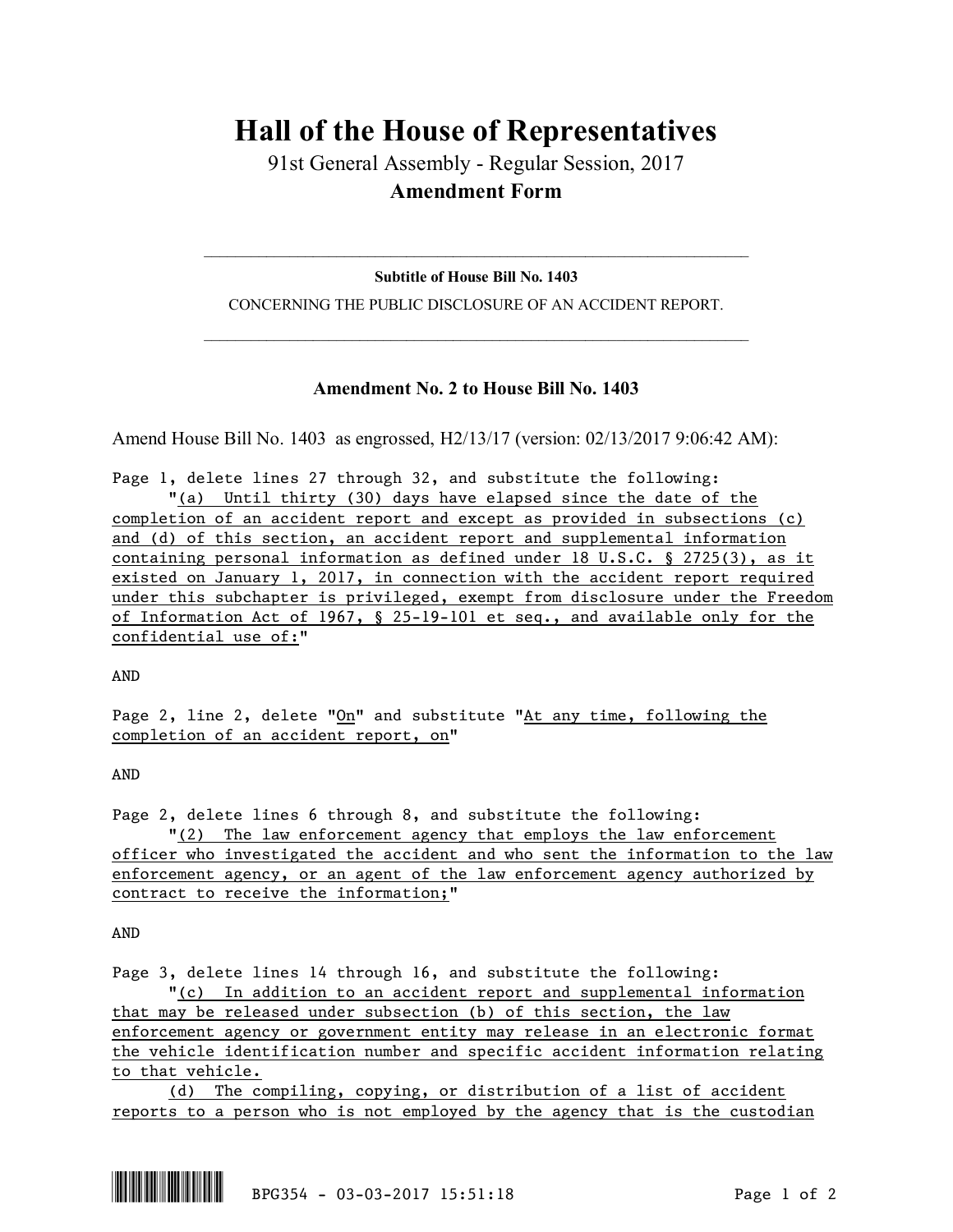# Hall of the House of Representatives

91st General Assembly - Regular Session, 2017

**Amendment Form**

---

**Subtitle of House Bill No. 1403**

CONCERNING THE PUBLIC DISCLOSURE OF AN ACCIDENT REPORT.

---

## Amendment No. 2 to House Bill No. 1403

Amend House Bill No. 1403 as engrossed, H2/13/17 (version: 02/13/2017 9:06:42 AM):

Page 1, delete lines 27 through 32, and substitute the following:

"(a) Until thirty (30) days have elapsed since the date of the completion of an accident report and except as provided in subsections (c) and (d) of this section, an accident report and supplemental information containing personal information as defined under 18 U.S.C. § 2725(3), as it existed on January 1, 2017, in connection with the accident report required under this subchapter is privileged, exempt from disclosure under the Freedom of Information Act of 1967, § 25-19-101 et seq., and available only for the confidential use of:"

AND

Page 2, line 2, delete "On" and substitute "At any time, following the completion of an accident report, on"

AND

Page 2, delete lines 6 through 8, and substitute the following:

"(2) The law enforcement agency that employs the law enforcement officer who investigated the accident and who sent the information to the law enforcement agency, or an agent of the law enforcement agency authorized by contract to receive the information;"

AND

Page 3, delete lines 14 through 16, and substitute the following:

"(c) In addition to an accident report and supplemental information that may be released under subsection (b) of this section, the law enforcement agency or government entity may release in an electronic format the vehicle identification number and specific accident information relating to that vehicle.

(d) The compiling, copying, or distribution of a list of accident reports to a person who is not employed by the agency that is the custodian

BPG354 - 03-03-2017 15:51:18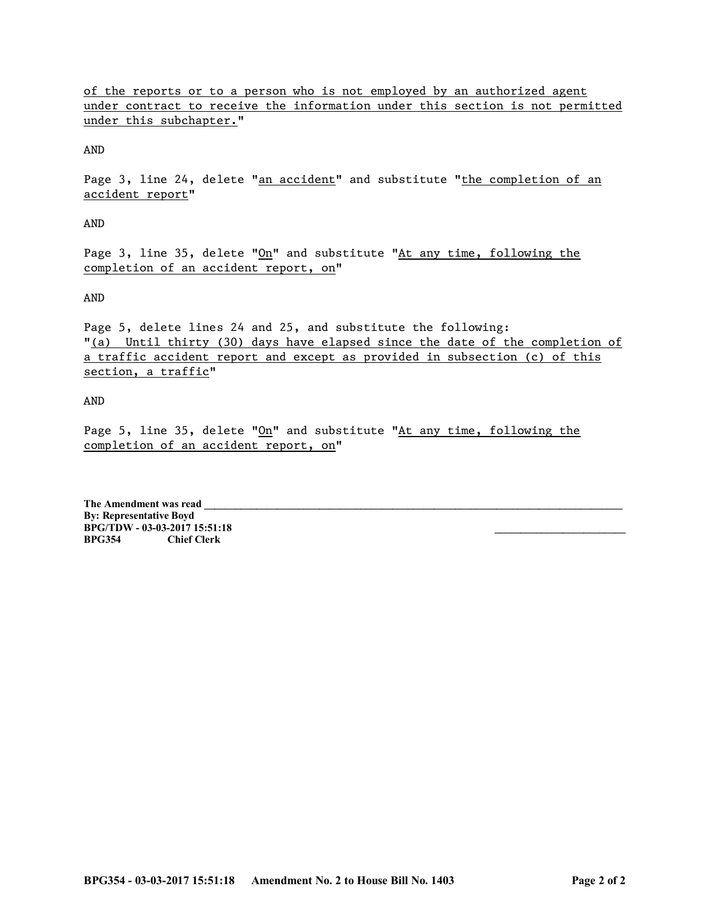of the reports or to a person who is not employed by an authorized agent under contract to receive the information under this section is not permitted under this subchapter."

AND

Page 3, line 24, delete "an accident" and substitute "the completion of an accident report"

AND

Page 3, line 35, delete "On" and substitute "At any time, following the completion of an accident report, on"

AND

Page 5, delete lines 24 and 25, and substitute the following:
"(a) Until thirty (30) days have elapsed since the date of the completion of a traffic accident report and except as provided in subsection (c) of this section, a traffic"

AND

Page 5, line 35, delete "On" and substitute "At any time, following the completion of an accident report, on"

**The Amendment was read** ______________________________
**By: Representative Boyd**
**BPG/TDW - 03-03-2017 15:51:18** ______________________
**BPG354 Chief Clerk**